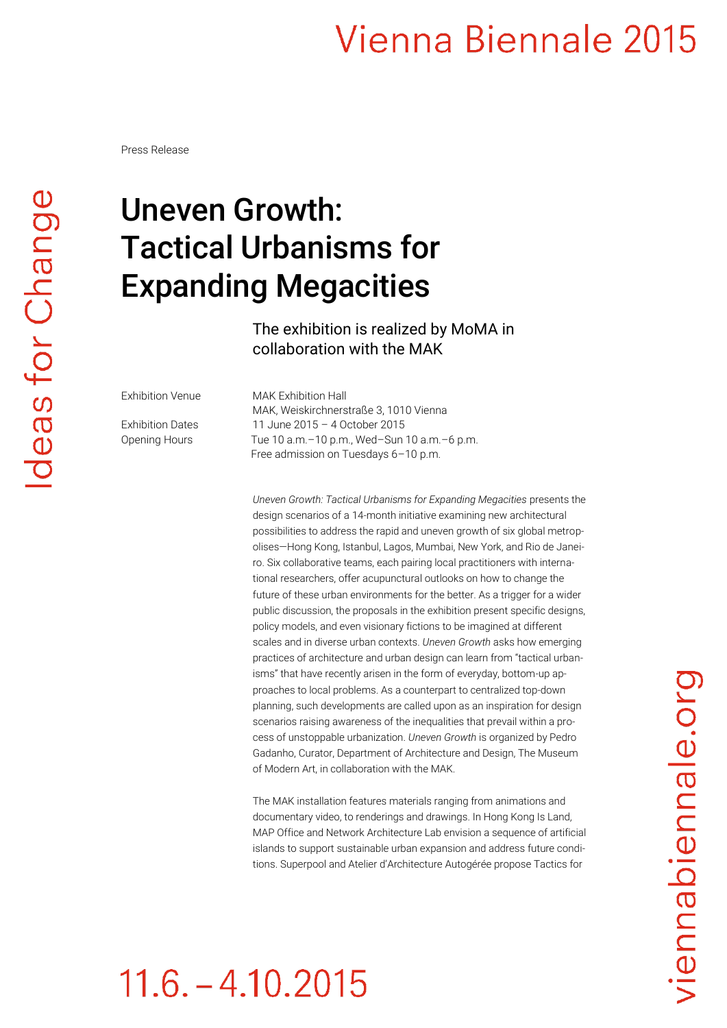Vienna Biennale 2015

Press Release

# Uneven Growth: Tactical Urbanisms for Expanding Megacities

The exhibition is realized by MoMA in collaboration with the MAK

| | |
|---|---|
| Exhibition Venue | MAK Exhibition Hall<br>MAK, Weiskirchnerstraße 3, 1010 Vienna |
| Exhibition Dates | 11 June 2015 – 4 October 2015 |
| Opening Hours | Tue 10 a.m.–10 p.m., Wed–Sun 10 a.m.–6 p.m.<br>Free admission on Tuesdays 6–10 p.m. |

*Uneven Growth: Tactical Urbanisms for Expanding Megacities* presents the design scenarios of a 14-month initiative examining new architectural possibilities to address the rapid and uneven growth of six global metropolises—Hong Kong, Istanbul, Lagos, Mumbai, New York, and Rio de Janeiro. Six collaborative teams, each pairing local practitioners with international researchers, offer acupunctural outlooks on how to change the future of these urban environments for the better. As a trigger for a wider public discussion, the proposals in the exhibition present specific designs, policy models, and even visionary fictions to be imagined at different scales and in diverse urban contexts. *Uneven Growth* asks how emerging practices of architecture and urban design can learn from "tactical urbanisms" that have recently arisen in the form of everyday, bottom-up approaches to local problems. As a counterpart to centralized top-down planning, such developments are called upon as an inspiration for design scenarios raising awareness of the inequalities that prevail within a process of unstoppable urbanization. *Uneven Growth* is organized by Pedro Gadanho, Curator, Department of Architecture and Design, The Museum of Modern Art, in collaboration with the MAK.

The MAK installation features materials ranging from animations and documentary video, to renderings and drawings. In Hong Kong Is Land, MAP Office and Network Architecture Lab envision a sequence of artificial islands to support sustainable urban expansion and address future conditions. Superpool and Atelier d'Architecture Autogérée propose Tactics for

Ideas for Change

11.6.–4.10.2015

viennabiennale.org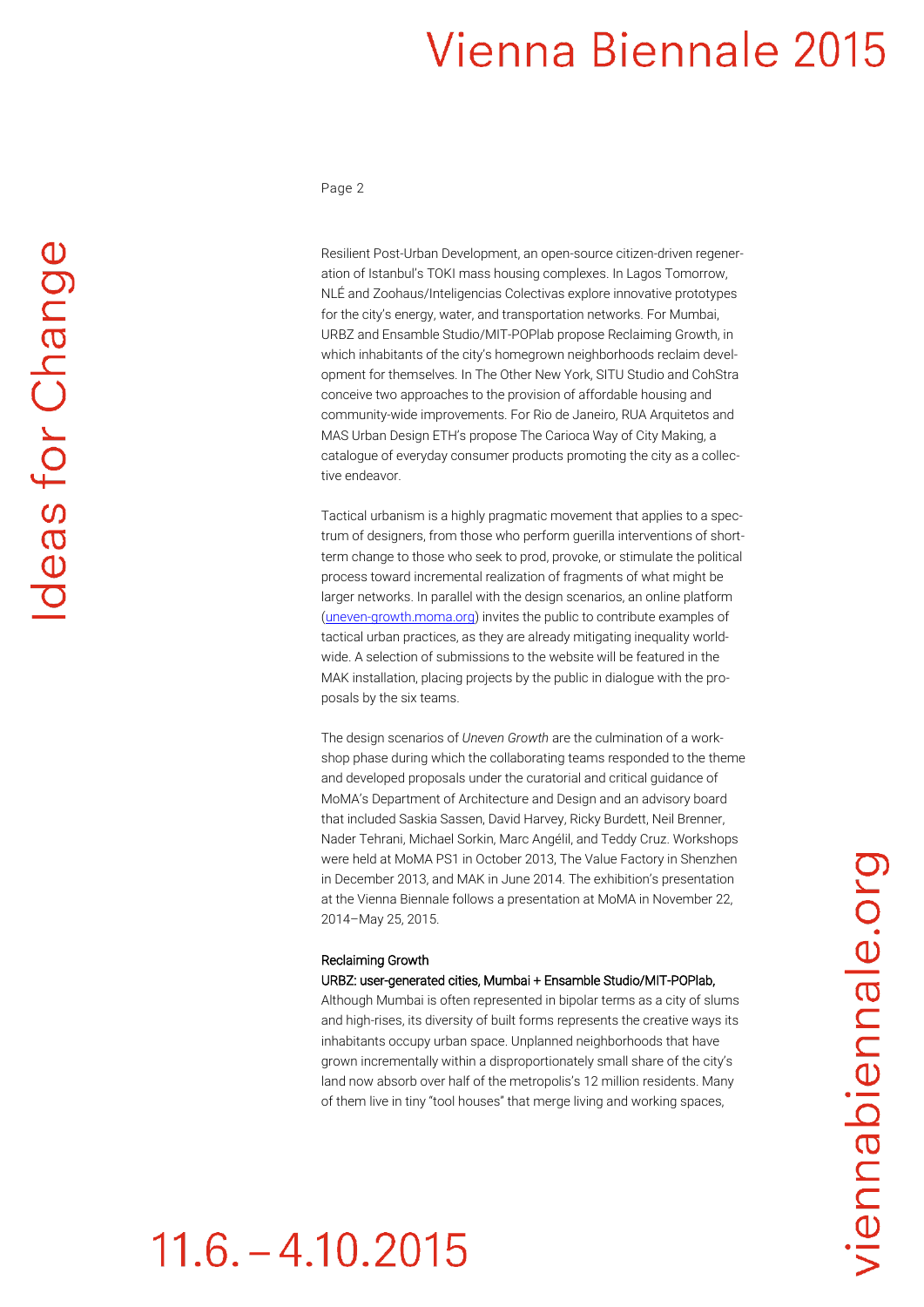Resilient Post-Urban Development, an open-source citizen-driven regeneration of Istanbul's TOKI mass housing complexes. In Lagos Tomorrow, NLÉ and Zoohaus/Inteligencias Colectivas explore innovative prototypes for the city's energy, water, and transportation networks. For Mumbai, URBZ and Ensamble Studio/MIT-POPlab propose Reclaiming Growth, in which inhabitants of the city's homegrown neighborhoods reclaim development for themselves. In The Other New York, SITU Studio and CohStra conceive two approaches to the provision of affordable housing and community-wide improvements. For Rio de Janeiro, RUA Arquitetos and MAS Urban Design ETH's propose The Carioca Way of City Making, a catalogue of everyday consumer products promoting the city as a collective endeavor.

Tactical urbanism is a highly pragmatic movement that applies to a spectrum of designers, from those who perform guerilla interventions of short-term change to those who seek to prod, provoke, or stimulate the political process toward incremental realization of fragments of what might be larger networks. In parallel with the design scenarios, an online platform (uneven-growth.moma.org) invites the public to contribute examples of tactical urban practices, as they are already mitigating inequality worldwide. A selection of submissions to the website will be featured in the MAK installation, placing projects by the public in dialogue with the proposals by the six teams.

The design scenarios of *Uneven Growth* are the culmination of a workshop phase during which the collaborating teams responded to the theme and developed proposals under the curatorial and critical guidance of MoMA's Department of Architecture and Design and an advisory board that included Saskia Sassen, David Harvey, Ricky Burdett, Neil Brenner, Nader Tehrani, Michael Sorkin, Marc Angélil, and Teddy Cruz. Workshops were held at MoMA PS1 in October 2013, The Value Factory in Shenzhen in December 2013, and MAK in June 2014. The exhibition's presentation at the Vienna Biennale follows a presentation at MoMA in November 22, 2014–May 25, 2015.

Reclaiming Growth
URBZ: user-generated cities, Mumbai + Ensamble Studio/MIT-POPlab,
Although Mumbai is often represented in bipolar terms as a city of slums and high-rises, its diversity of built forms represents the creative ways its inhabitants occupy urban space. Unplanned neighborhoods that have grown incrementally within a disproportionately small share of the city's land now absorb over half of the metropolis's 12 million residents. Many of them live in tiny "tool houses" that merge living and working spaces,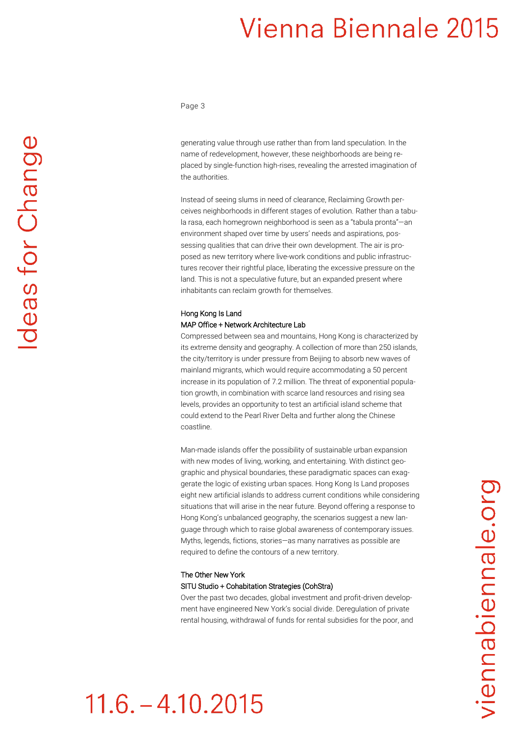generating value through use rather than from land speculation. In the name of redevelopment, however, these neighborhoods are being replaced by single-function high-rises, revealing the arrested imagination of the authorities.

Instead of seeing slums in need of clearance, Reclaiming Growth perceives neighborhoods in different stages of evolution. Rather than a tabula rasa, each homegrown neighborhood is seen as a "tabula pronta"—an environment shaped over time by users' needs and aspirations, possessing qualities that can drive their own development. The air is proposed as new territory where live-work conditions and public infrastructures recover their rightful place, liberating the excessive pressure on the land. This is not a speculative future, but an expanded present where inhabitants can reclaim growth for themselves.

### Hong Kong Is Land
MAP Office + Network Architecture Lab

Compressed between sea and mountains, Hong Kong is characterized by its extreme density and geography. A collection of more than 250 islands, the city/territory is under pressure from Beijing to absorb new waves of mainland migrants, which would require accommodating a 50 percent increase in its population of 7.2 million. The threat of exponential population growth, in combination with scarce land resources and rising sea levels, provides an opportunity to test an artificial island scheme that could extend to the Pearl River Delta and further along the Chinese coastline.

Man-made islands offer the possibility of sustainable urban expansion with new modes of living, working, and entertaining. With distinct geographic and physical boundaries, these paradigmatic spaces can exaggerate the logic of existing urban spaces. Hong Kong Is Land proposes eight new artificial islands to address current conditions while considering situations that will arise in the near future. Beyond offering a response to Hong Kong's unbalanced geography, the scenarios suggest a new language through which to raise global awareness of contemporary issues. Myths, legends, fictions, stories—as many narratives as possible are required to define the contours of a new territory.

### The Other New York
SITU Studio + Cohabitation Strategies (CohStra)

Over the past two decades, global investment and profit-driven development have engineered New York's social divide. Deregulation of private rental housing, withdrawal of funds for rental subsidies for the poor, and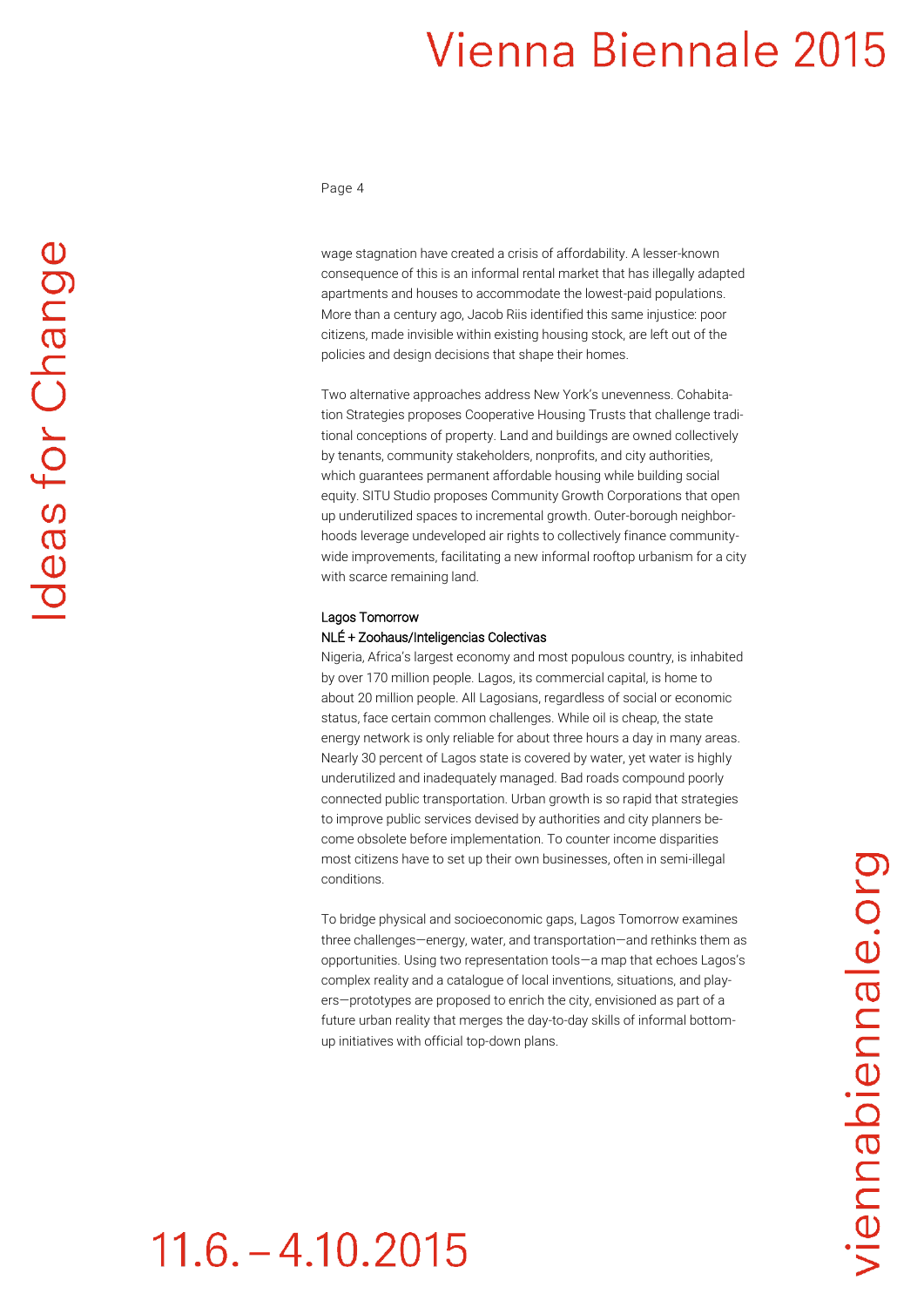wage stagnation have created a crisis of affordability. A lesser-known consequence of this is an informal rental market that has illegally adapted apartments and houses to accommodate the lowest-paid populations. More than a century ago, Jacob Riis identified this same injustice: poor citizens, made invisible within existing housing stock, are left out of the policies and design decisions that shape their homes.

Two alternative approaches address New York's unevenness. Cohabitation Strategies proposes Cooperative Housing Trusts that challenge traditional conceptions of property. Land and buildings are owned collectively by tenants, community stakeholders, nonprofits, and city authorities, which guarantees permanent affordable housing while building social equity. SITU Studio proposes Community Growth Corporations that open up underutilized spaces to incremental growth. Outer-borough neighborhoods leverage undeveloped air rights to collectively finance community-wide improvements, facilitating a new informal rooftop urbanism for a city with scarce remaining land.

### Lagos Tomorrow
NLÉ + Zoohaus/Inteligencias Colectivas

Nigeria, Africa's largest economy and most populous country, is inhabited by over 170 million people. Lagos, its commercial capital, is home to about 20 million people. All Lagosians, regardless of social or economic status, face certain common challenges. While oil is cheap, the state energy network is only reliable for about three hours a day in many areas. Nearly 30 percent of Lagos state is covered by water, yet water is highly underutilized and inadequately managed. Bad roads compound poorly connected public transportation. Urban growth is so rapid that strategies to improve public services devised by authorities and city planners become obsolete before implementation. To counter income disparities most citizens have to set up their own businesses, often in semi-illegal conditions.

To bridge physical and socioeconomic gaps, Lagos Tomorrow examines three challenges—energy, water, and transportation—and rethinks them as opportunities. Using two representation tools—a map that echoes Lagos's complex reality and a catalogue of local inventions, situations, and players—prototypes are proposed to enrich the city, envisioned as part of a future urban reality that merges the day-to-day skills of informal bottom-up initiatives with official top-down plans.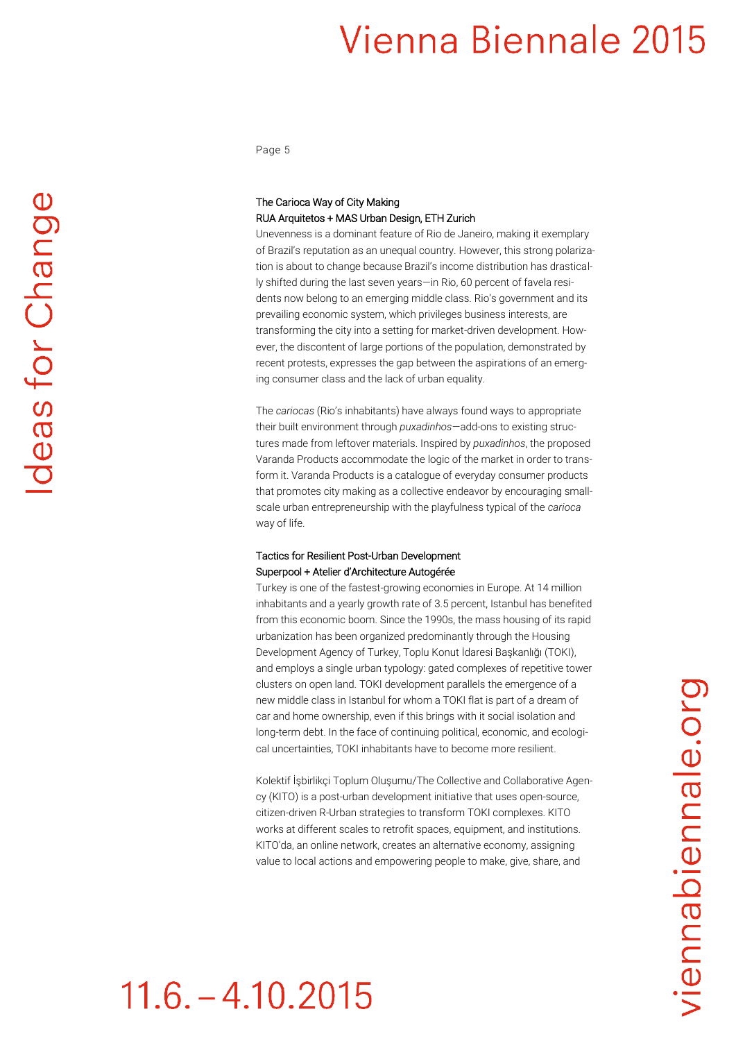### The Carioca Way of City Making
RUA Arquitetos + MAS Urban Design, ETH Zurich

Unevenness is a dominant feature of Rio de Janeiro, making it exemplary of Brazil's reputation as an unequal country. However, this strong polarization is about to change because Brazil's income distribution has drastically shifted during the last seven years—in Rio, 60 percent of favela residents now belong to an emerging middle class. Rio's government and its prevailing economic system, which privileges business interests, are transforming the city into a setting for market-driven development. However, the discontent of large portions of the population, demonstrated by recent protests, expresses the gap between the aspirations of an emerging consumer class and the lack of urban equality.

The *cariocas* (Rio's inhabitants) have always found ways to appropriate their built environment through *puxadinhos*—add-ons to existing structures made from leftover materials. Inspired by *puxadinhos*, the proposed Varanda Products accommodate the logic of the market in order to transform it. Varanda Products is a catalogue of everyday consumer products that promotes city making as a collective endeavor by encouraging small-scale urban entrepreneurship with the playfulness typical of the *carioca* way of life.

### Tactics for Resilient Post-Urban Development
Superpool + Atelier d'Architecture Autogérée

Turkey is one of the fastest-growing economies in Europe. At 14 million inhabitants and a yearly growth rate of 3.5 percent, Istanbul has benefited from this economic boom. Since the 1990s, the mass housing of its rapid urbanization has been organized predominantly through the Housing Development Agency of Turkey, Toplu Konut İdaresi Başkanlığı (TOKI), and employs a single urban typology: gated complexes of repetitive tower clusters on open land. TOKI development parallels the emergence of a new middle class in Istanbul for whom a TOKI flat is part of a dream of car and home ownership, even if this brings with it social isolation and long-term debt. In the face of continuing political, economic, and ecological uncertainties, TOKI inhabitants have to become more resilient.

Kolektif İşbirlikçi Toplum Oluşumu/The Collective and Collaborative Agency (KITO) is a post-urban development initiative that uses open-source, citizen-driven R-Urban strategies to transform TOKI complexes. KITO works at different scales to retrofit spaces, equipment, and institutions. KITO'da, an online network, creates an alternative economy, assigning value to local actions and empowering people to make, give, share, and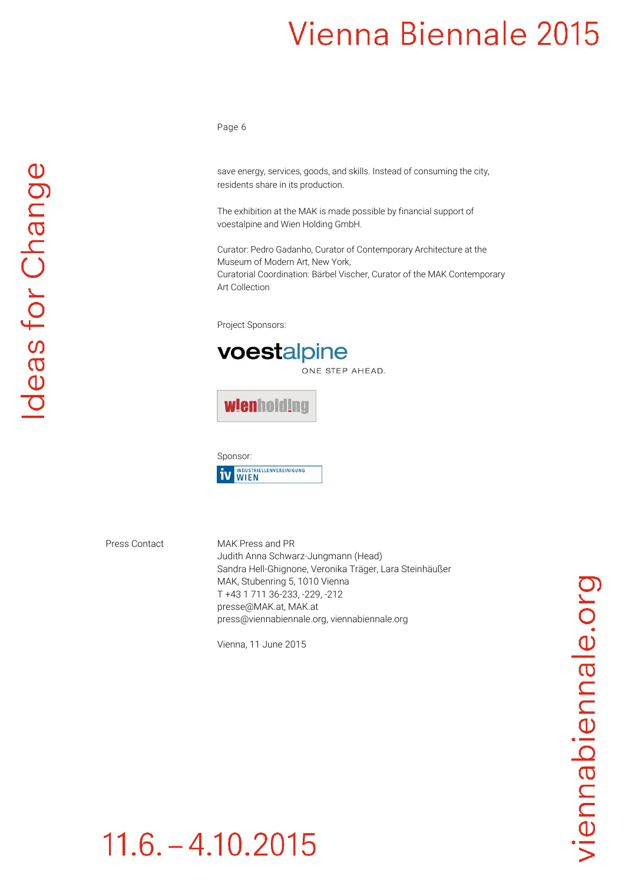save energy, services, goods, and skills. Instead of consuming the city, residents share in its production.

The exhibition at the MAK is made possible by financial support of voestalpine and Wien Holding GmbH.

Curator: Pedro Gadanho, Curator of Contemporary Architecture at the Museum of Modern Art, New York,
Curatorial Coordination: Bärbel Vischer, Curator of the MAK Contemporary Art Collection

Project Sponsors:

voestalpine
ONE STEP AHEAD.

wienholding

Sponsor:

iv INDUSTRIELLENVEREINIGUNG WIEN

Press Contact

MAK Press and PR
Judith Anna Schwarz-Jungmann (Head)
Sandra Hell-Ghignone, Veronika Träger, Lara Steinhäußer
MAK, Stubenring 5, 1010 Vienna
T +43 1 711 36-233, -229, -212
presse@MAK.at, MAK.at
press@viennabiennale.org, viennabiennale.org

Vienna, 11 June 2015